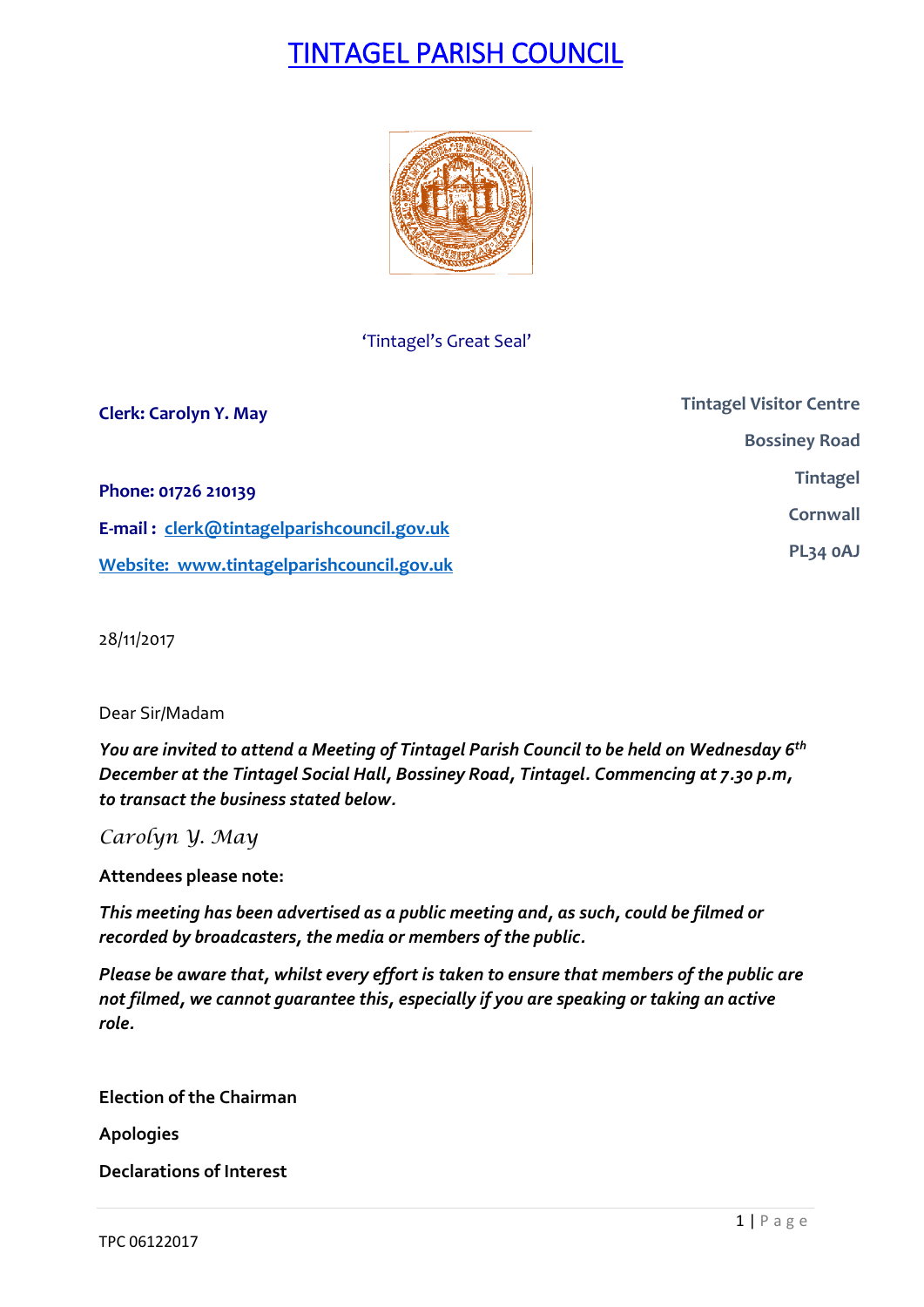# TINTAGEL PARISH COUNCIL

'Tintagel's Great Seal'

**Clerk: Carolyn Y. May**

**Tintagel Visitor Centre**
**Bossiney Road**
**Tintagel**
**Cornwall**
**PL34 0AJ**

**Phone: 01726 210139**

**E-mail : clerk@tintagelparishcouncil.gov.uk**

**Website: www.tintagelparishcouncil.gov.uk**

28/11/2017

Dear Sir/Madam

***You are invited to attend a Meeting of Tintagel Parish Council to be held on Wednesday 6th December at the Tintagel Social Hall, Bossiney Road, Tintagel. Commencing at 7.30 p.m, to transact the business stated below.***

*Carolyn Y. May*

**Attendees please note:**

***This meeting has been advertised as a public meeting and, as such, could be filmed or recorded by broadcasters, the media or members of the public.***

***Please be aware that, whilst every effort is taken to ensure that members of the public are not filmed, we cannot guarantee this, especially if you are speaking or taking an active role.***

**Election of the Chairman**

**Apologies**

**Declarations of Interest**

TPC 06122017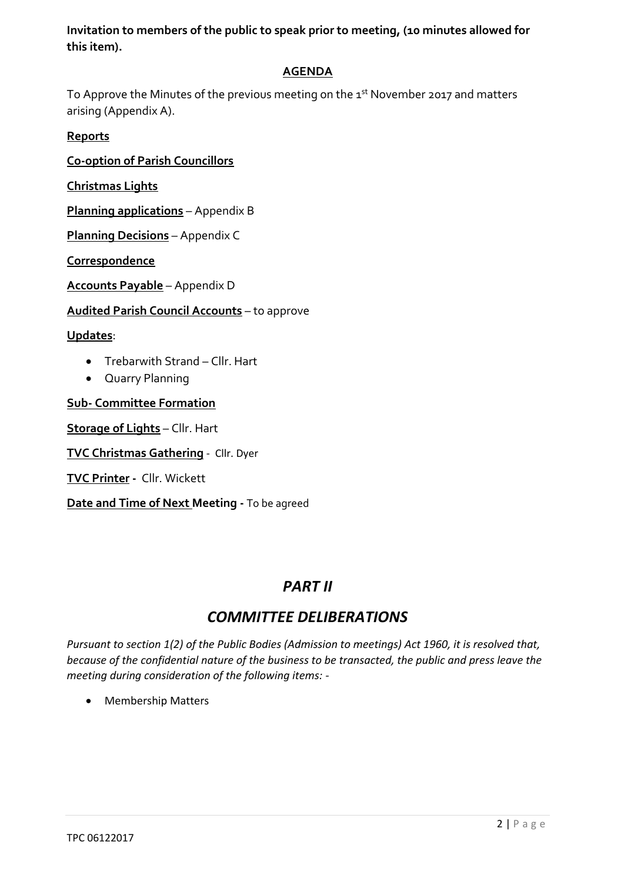**Invitation to members of the public to speak prior to meeting, (10 minutes allowed for this item).**

## AGENDA

To Approve the Minutes of the previous meeting on the 1st November 2017 and matters arising (Appendix A).

**Reports**

**Co-option of Parish Councillors**

**Christmas Lights**

**Planning applications** – Appendix B

**Planning Decisions** – Appendix C

**Correspondence**

**Accounts Payable** – Appendix D

**Audited Parish Council Accounts** – to approve

**Updates**:

- Trebarwith Strand – Cllr. Hart
- Quarry Planning

**Sub- Committee Formation**

**Storage of Lights** – Cllr. Hart

**TVC Christmas Gathering** - Cllr. Dyer

**TVC Printer** - Cllr. Wickett

**Date and Time of Next Meeting** - To be agreed

# *PART II*

# *COMMITTEE DELIBERATIONS*

*Pursuant to section 1(2) of the Public Bodies (Admission to meetings) Act 1960, it is resolved that, because of the confidential nature of the business to be transacted, the public and press leave the meeting during consideration of the following items: -*

- Membership Matters

TPC 06122017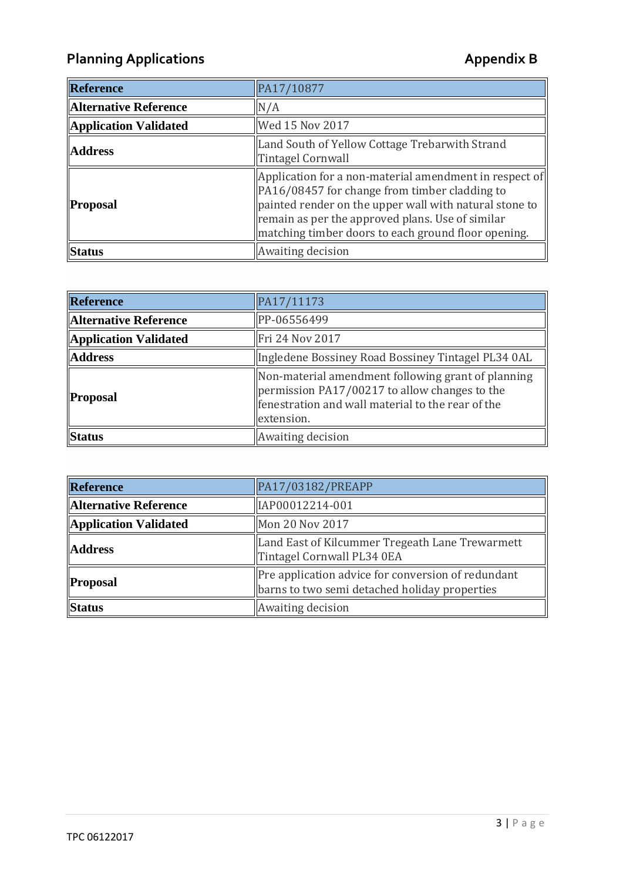## Planning Applications

## Appendix B

| Reference | PA17/10877 |
|---|---|
| Alternative Reference | N/A |
| Application Validated | Wed 15 Nov 2017 |
| Address | Land South of Yellow Cottage Trebarwith Strand Tintagel Cornwall |
| Proposal | Application for a non-material amendment in respect of PA16/08457 for change from timber cladding to painted render on the upper wall with natural stone to remain as per the approved plans. Use of similar matching timber doors to each ground floor opening. |
| Status | Awaiting decision |

| Reference | PA17/11173 |
|---|---|
| Alternative Reference | PP-06556499 |
| Application Validated | Fri 24 Nov 2017 |
| Address | Ingledene Bossiney Road Bossiney Tintagel PL34 0AL |
| Proposal | Non-material amendment following grant of planning permission PA17/00217 to allow changes to the fenestration and wall material to the rear of the extension. |
| Status | Awaiting decision |

| Reference | PA17/03182/PREAPP |
|---|---|
| Alternative Reference | IAP00012214-001 |
| Application Validated | Mon 20 Nov 2017 |
| Address | Land East of Kilcummer Tregeath Lane Trewarmett Tintagel Cornwall PL34 0EA |
| Proposal | Pre application advice for conversion of redundant barns to two semi detached holiday properties |
| Status | Awaiting decision |

TPC 06122017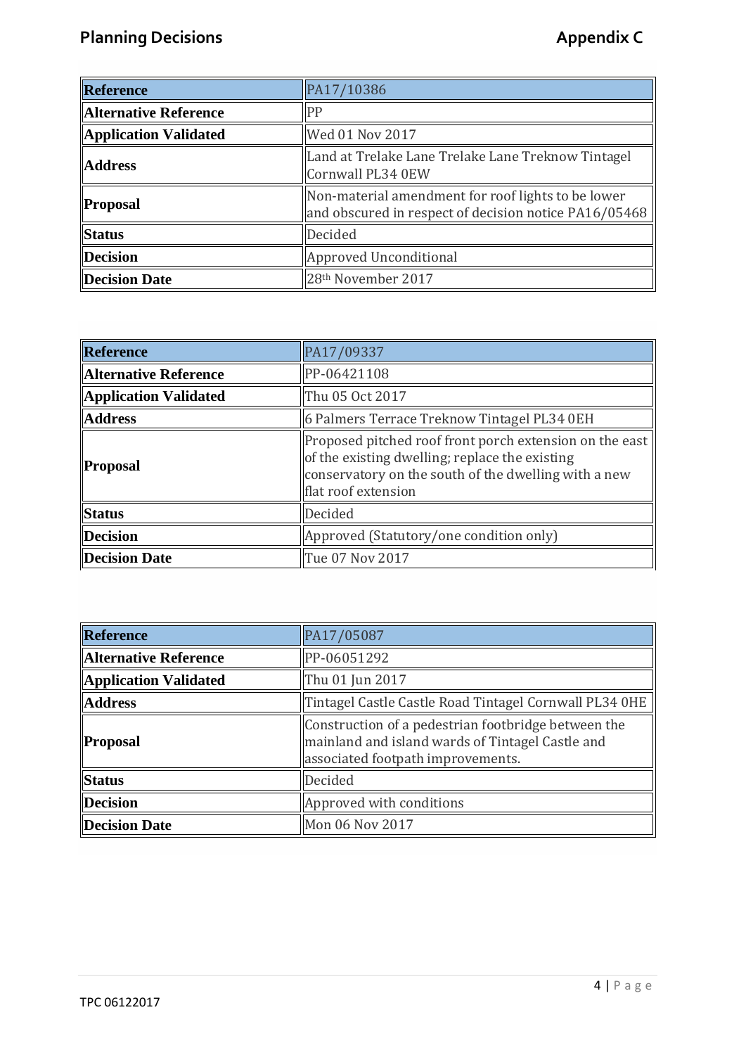| | |
|---|---|
| **Reference** | PA17/10386 |
| **Alternative Reference** | PP |
| **Application Validated** | Wed 01 Nov 2017 |
| **Address** | Land at Trelake Lane Trelake Lane Treknow Tintagel Cornwall PL34 0EW |
| **Proposal** | Non-material amendment for roof lights to be lower and obscured in respect of decision notice PA16/05468 |
| **Status** | Decided |
| **Decision** | Approved Unconditional |
| **Decision Date** | 28th November 2017 |

| | |
|---|---|
| **Reference** | PA17/09337 |
| **Alternative Reference** | PP-06421108 |
| **Application Validated** | Thu 05 Oct 2017 |
| **Address** | 6 Palmers Terrace Treknow Tintagel PL34 0EH |
| **Proposal** | Proposed pitched roof front porch extension on the east of the existing dwelling; replace the existing conservatory on the south of the dwelling with a new flat roof extension |
| **Status** | Decided |
| **Decision** | Approved (Statutory/one condition only) |
| **Decision Date** | Tue 07 Nov 2017 |

| | |
|---|---|
| **Reference** | PA17/05087 |
| **Alternative Reference** | PP-06051292 |
| **Application Validated** | Thu 01 Jun 2017 |
| **Address** | Tintagel Castle Castle Road Tintagel Cornwall PL34 0HE |
| **Proposal** | Construction of a pedestrian footbridge between the mainland and island wards of Tintagel Castle and associated footpath improvements. |
| **Status** | Decided |
| **Decision** | Approved with conditions |
| **Decision Date** | Mon 06 Nov 2017 |